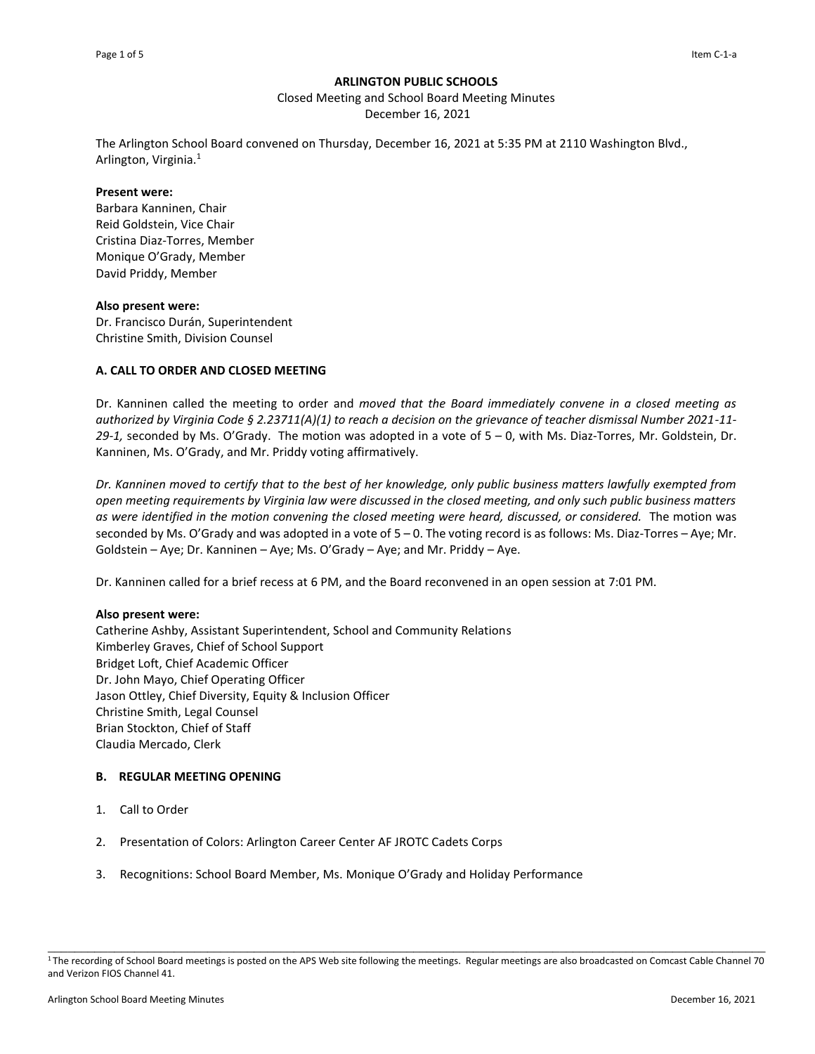# ARLINGTON PUBLIC SCHOOLS

Closed Meeting and School Board Meeting Minutes
December 16, 2021

The Arlington School Board convened on Thursday, December 16, 2021 at 5:35 PM at 2110 Washington Blvd., Arlington, Virginia.[1]

**Present were:**
Barbara Kanninen, Chair
Reid Goldstein, Vice Chair
Cristina Diaz-Torres, Member
Monique O'Grady, Member
David Priddy, Member

**Also present were:**
Dr. Francisco Durán, Superintendent
Christine Smith, Division Counsel

## A. CALL TO ORDER AND CLOSED MEETING

Dr. Kanninen called the meeting to order and *moved that the Board immediately convene in a closed meeting as authorized by Virginia Code § 2.23711(A)(1) to reach a decision on the grievance of teacher dismissal Number 2021-11-29-1,* seconded by Ms. O'Grady. The motion was adopted in a vote of 5 – 0, with Ms. Diaz-Torres, Mr. Goldstein, Dr. Kanninen, Ms. O'Grady, and Mr. Priddy voting affirmatively.

*Dr. Kanninen moved to certify that to the best of her knowledge, only public business matters lawfully exempted from open meeting requirements by Virginia law were discussed in the closed meeting, and only such public business matters as were identified in the motion convening the closed meeting were heard, discussed, or considered.* The motion was seconded by Ms. O'Grady and was adopted in a vote of 5 – 0. The voting record is as follows: Ms. Diaz-Torres – Aye; Mr. Goldstein – Aye; Dr. Kanninen – Aye; Ms. O'Grady – Aye; and Mr. Priddy – Aye.

Dr. Kanninen called for a brief recess at 6 PM, and the Board reconvened in an open session at 7:01 PM.

**Also present were:**
Catherine Ashby, Assistant Superintendent, School and Community Relations
Kimberley Graves, Chief of School Support
Bridget Loft, Chief Academic Officer
Dr. John Mayo, Chief Operating Officer
Jason Ottley, Chief Diversity, Equity & Inclusion Officer
Christine Smith, Legal Counsel
Brian Stockton, Chief of Staff
Claudia Mercado, Clerk

## B. REGULAR MEETING OPENING

1. Call to Order
2. Presentation of Colors: Arlington Career Center AF JROTC Cadets Corps
3. Recognitions: School Board Member, Ms. Monique O'Grady and Holiday Performance

---

[1] The recording of School Board meetings is posted on the APS Web site following the meetings. Regular meetings are also broadcasted on Comcast Cable Channel 70 and Verizon FIOS Channel 41.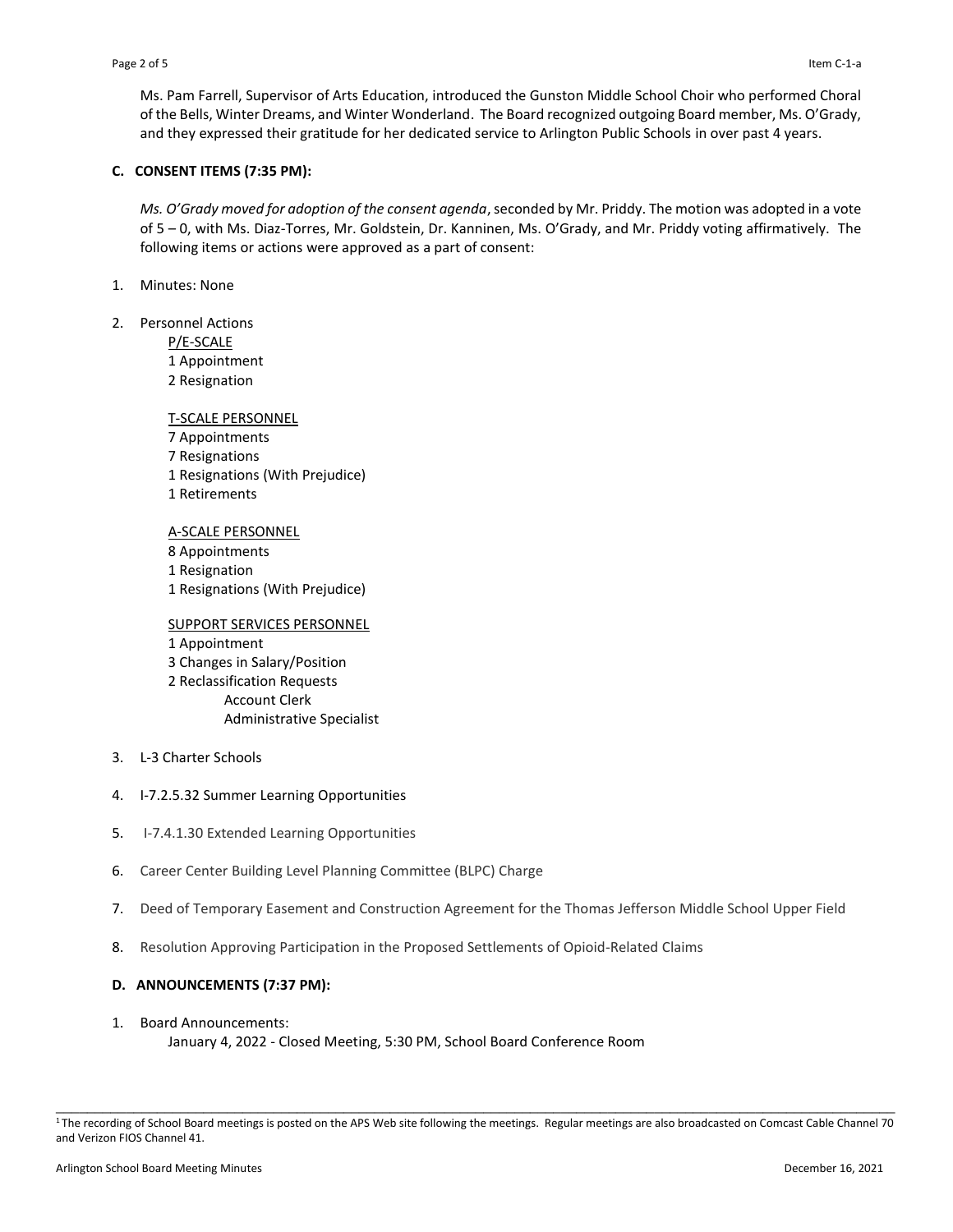Ms. Pam Farrell, Supervisor of Arts Education, introduced the Gunston Middle School Choir who performed Choral of the Bells, Winter Dreams, and Winter Wonderland. The Board recognized outgoing Board member, Ms. O'Grady, and they expressed their gratitude for her dedicated service to Arlington Public Schools in over past 4 years.

**C. CONSENT ITEMS (7:35 PM):**

*Ms. O'Grady moved for adoption of the consent agenda*, seconded by Mr. Priddy. The motion was adopted in a vote of 5 – 0, with Ms. Diaz-Torres, Mr. Goldstein, Dr. Kanninen, Ms. O'Grady, and Mr. Priddy voting affirmatively. The following items or actions were approved as a part of consent:

1. Minutes: None

2. Personnel Actions

   P/E-SCALE
   1 Appointment
   2 Resignation

   T-SCALE PERSONNEL
   7 Appointments
   7 Resignations
   1 Resignations (With Prejudice)
   1 Retirements

   A-SCALE PERSONNEL
   8 Appointments
   1 Resignation
   1 Resignations (With Prejudice)

   SUPPORT SERVICES PERSONNEL
   1 Appointment
   3 Changes in Salary/Position
   2 Reclassification Requests
   - Account Clerk
   - Administrative Specialist

3. L-3 Charter Schools

4. I-7.2.5.32 Summer Learning Opportunities

5. I-7.4.1.30 Extended Learning Opportunities

6. Career Center Building Level Planning Committee (BLPC) Charge

7. Deed of Temporary Easement and Construction Agreement for the Thomas Jefferson Middle School Upper Field

8. Resolution Approving Participation in the Proposed Settlements of Opioid-Related Claims

**D. ANNOUNCEMENTS (7:37 PM):**

1. Board Announcements:
   January 4, 2022 - Closed Meeting, 5:30 PM, School Board Conference Room

---

[1] The recording of School Board meetings is posted on the APS Web site following the meetings. Regular meetings are also broadcasted on Comcast Cable Channel 70 and Verizon FIOS Channel 41.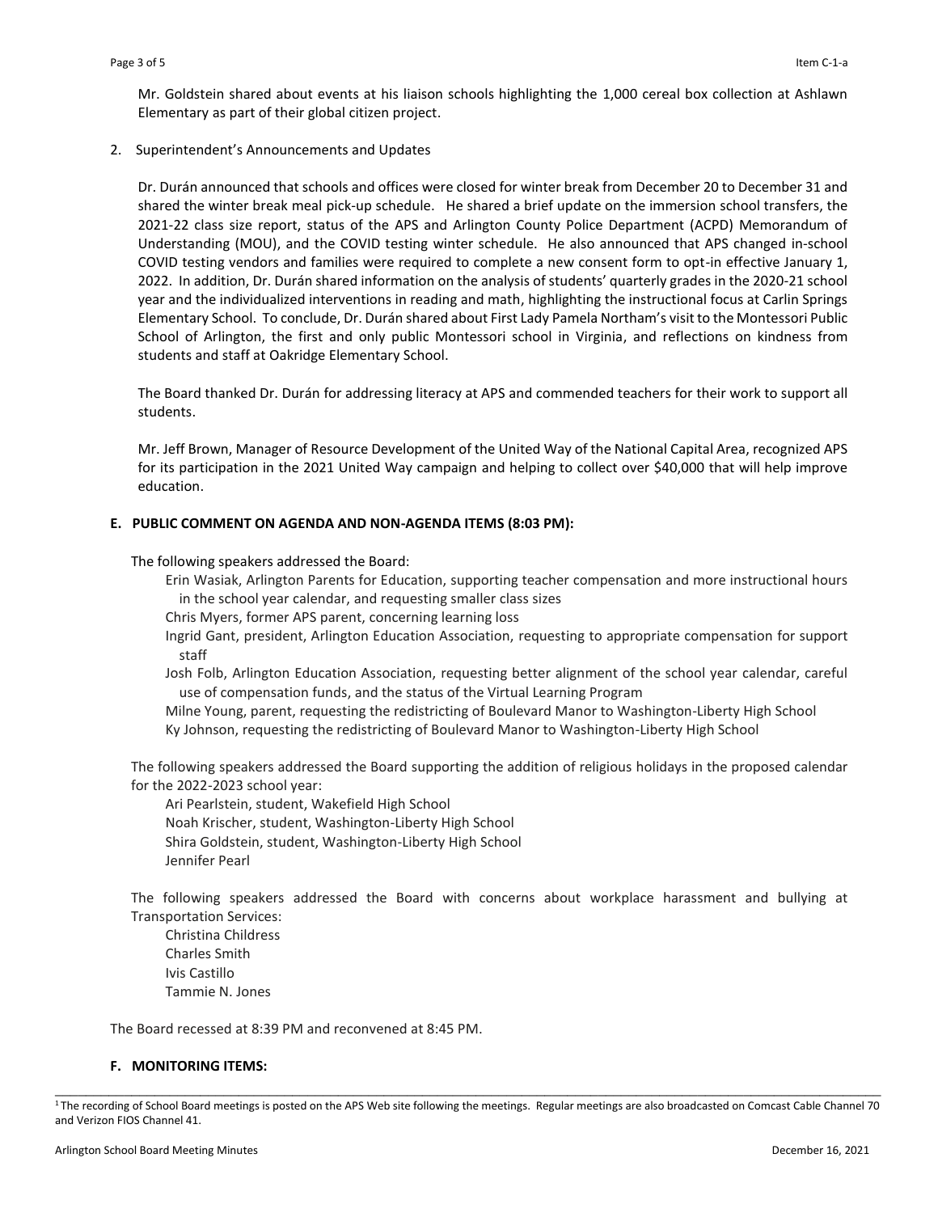Mr. Goldstein shared about events at his liaison schools highlighting the 1,000 cereal box collection at Ashlawn Elementary as part of their global citizen project.

2. Superintendent's Announcements and Updates

Dr. Durán announced that schools and offices were closed for winter break from December 20 to December 31 and shared the winter break meal pick-up schedule. He shared a brief update on the immersion school transfers, the 2021-22 class size report, status of the APS and Arlington County Police Department (ACPD) Memorandum of Understanding (MOU), and the COVID testing winter schedule. He also announced that APS changed in-school COVID testing vendors and families were required to complete a new consent form to opt-in effective January 1, 2022. In addition, Dr. Durán shared information on the analysis of students' quarterly grades in the 2020-21 school year and the individualized interventions in reading and math, highlighting the instructional focus at Carlin Springs Elementary School. To conclude, Dr. Durán shared about First Lady Pamela Northam's visit to the Montessori Public School of Arlington, the first and only public Montessori school in Virginia, and reflections on kindness from students and staff at Oakridge Elementary School.

The Board thanked Dr. Durán for addressing literacy at APS and commended teachers for their work to support all students.

Mr. Jeff Brown, Manager of Resource Development of the United Way of the National Capital Area, recognized APS for its participation in the 2021 United Way campaign and helping to collect over $40,000 that will help improve education.

### E. PUBLIC COMMENT ON AGENDA AND NON-AGENDA ITEMS (8:03 PM):

The following speakers addressed the Board:

- Erin Wasiak, Arlington Parents for Education, supporting teacher compensation and more instructional hours in the school year calendar, and requesting smaller class sizes
- Chris Myers, former APS parent, concerning learning loss
- Ingrid Gant, president, Arlington Education Association, requesting to appropriate compensation for support staff
- Josh Folb, Arlington Education Association, requesting better alignment of the school year calendar, careful use of compensation funds, and the status of the Virtual Learning Program
- Milne Young, parent, requesting the redistricting of Boulevard Manor to Washington-Liberty High School
- Ky Johnson, requesting the redistricting of Boulevard Manor to Washington-Liberty High School

The following speakers addressed the Board supporting the addition of religious holidays in the proposed calendar for the 2022-2023 school year:

- Ari Pearlstein, student, Wakefield High School
- Noah Krischer, student, Washington-Liberty High School
- Shira Goldstein, student, Washington-Liberty High School
- Jennifer Pearl

The following speakers addressed the Board with concerns about workplace harassment and bullying at Transportation Services:

- Christina Childress
- Charles Smith
- Ivis Castillo
- Tammie N. Jones

The Board recessed at 8:39 PM and reconvened at 8:45 PM.

### F. MONITORING ITEMS:

[1] The recording of School Board meetings is posted on the APS Web site following the meetings. Regular meetings are also broadcasted on Comcast Cable Channel 70 and Verizon FIOS Channel 41.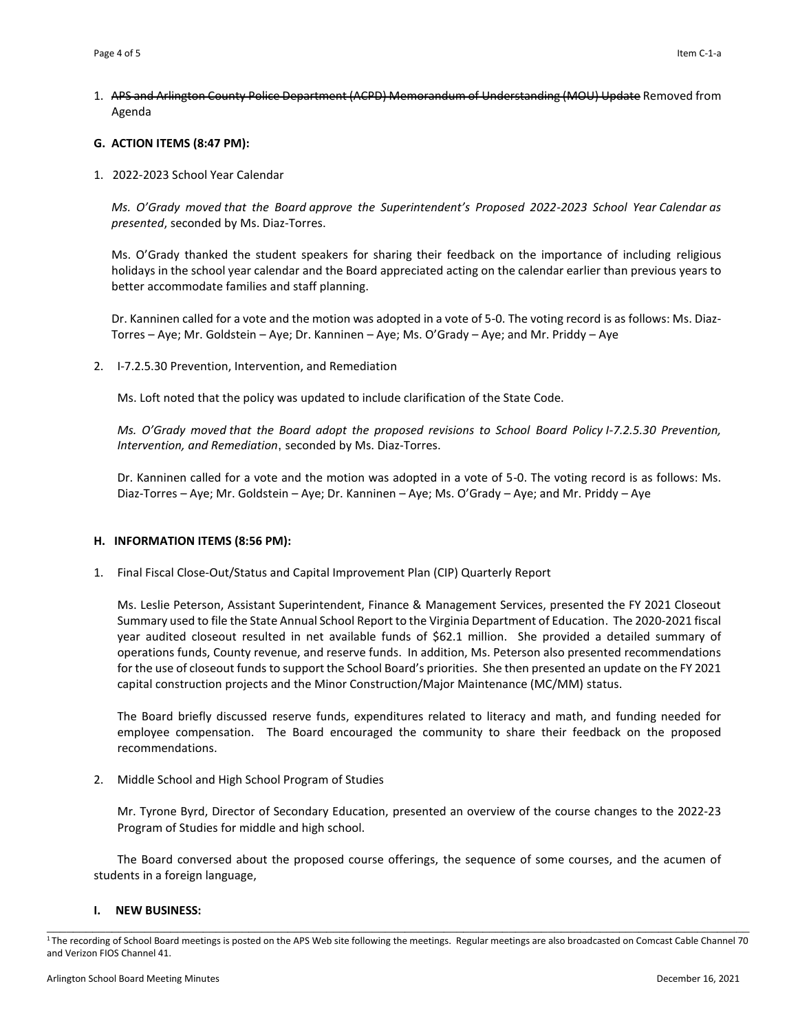1. ~~APS and Arlington County Police Department (ACPD) Memorandum of Understanding (MOU) Update~~ Removed from Agenda

## G. ACTION ITEMS (8:47 PM):

1. 2022-2023 School Year Calendar

   *Ms. O'Grady moved that the Board approve the Superintendent's Proposed 2022-2023 School Year Calendar as presented*, seconded by Ms. Diaz-Torres.

   Ms. O'Grady thanked the student speakers for sharing their feedback on the importance of including religious holidays in the school year calendar and the Board appreciated acting on the calendar earlier than previous years to better accommodate families and staff planning.

   Dr. Kanninen called for a vote and the motion was adopted in a vote of 5-0. The voting record is as follows: Ms. Diaz-Torres – Aye; Mr. Goldstein – Aye; Dr. Kanninen – Aye; Ms. O'Grady – Aye; and Mr. Priddy – Aye

2. I-7.2.5.30 Prevention, Intervention, and Remediation

   Ms. Loft noted that the policy was updated to include clarification of the State Code.

   *Ms. O'Grady moved that the Board adopt the proposed revisions to School Board Policy I-7.2.5.30 Prevention, Intervention, and Remediation*, seconded by Ms. Diaz-Torres.

   Dr. Kanninen called for a vote and the motion was adopted in a vote of 5-0. The voting record is as follows: Ms. Diaz-Torres – Aye; Mr. Goldstein – Aye; Dr. Kanninen – Aye; Ms. O'Grady – Aye; and Mr. Priddy – Aye

## H. INFORMATION ITEMS (8:56 PM):

1. Final Fiscal Close-Out/Status and Capital Improvement Plan (CIP) Quarterly Report

   Ms. Leslie Peterson, Assistant Superintendent, Finance & Management Services, presented the FY 2021 Closeout Summary used to file the State Annual School Report to the Virginia Department of Education. The 2020-2021 fiscal year audited closeout resulted in net available funds of $62.1 million. She provided a detailed summary of operations funds, County revenue, and reserve funds. In addition, Ms. Peterson also presented recommendations for the use of closeout funds to support the School Board's priorities. She then presented an update on the FY 2021 capital construction projects and the Minor Construction/Major Maintenance (MC/MM) status.

   The Board briefly discussed reserve funds, expenditures related to literacy and math, and funding needed for employee compensation. The Board encouraged the community to share their feedback on the proposed recommendations.

2. Middle School and High School Program of Studies

   Mr. Tyrone Byrd, Director of Secondary Education, presented an overview of the course changes to the 2022-23 Program of Studies for middle and high school.

   The Board conversed about the proposed course offerings, the sequence of some courses, and the acumen of students in a foreign language,

## I. NEW BUSINESS:

---

[1] The recording of School Board meetings is posted on the APS Web site following the meetings. Regular meetings are also broadcasted on Comcast Cable Channel 70 and Verizon FIOS Channel 41.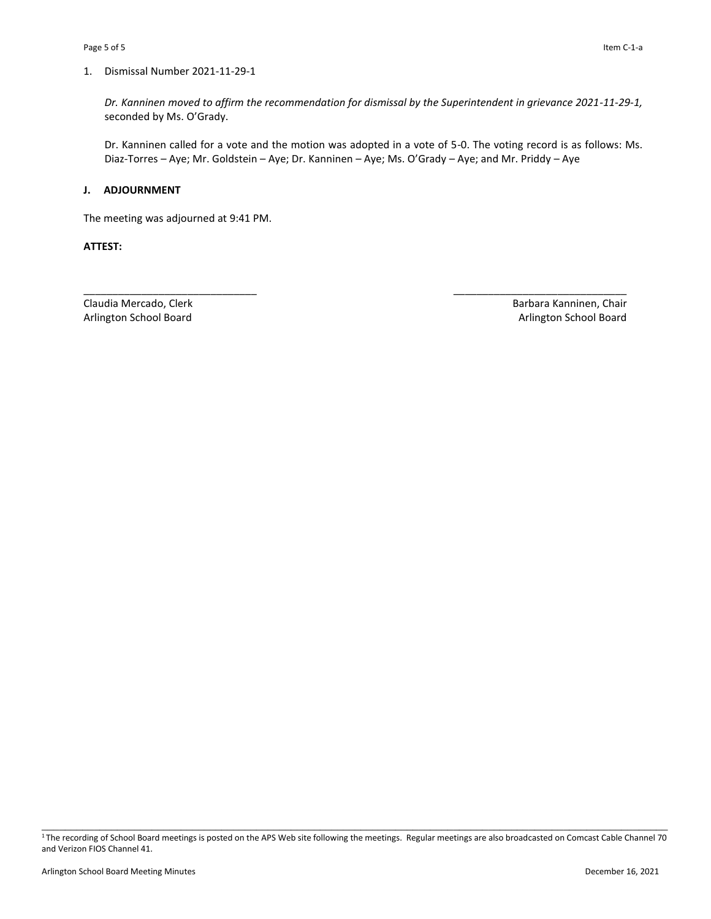1. Dismissal Number 2021-11-29-1

   *Dr. Kanninen moved to affirm the recommendation for dismissal by the Superintendent in grievance 2021-11-29-1,* seconded by Ms. O'Grady.

   Dr. Kanninen called for a vote and the motion was adopted in a vote of 5-0. The voting record is as follows: Ms. Diaz-Torres – Aye; Mr. Goldstein – Aye; Dr. Kanninen – Aye; Ms. O'Grady – Aye; and Mr. Priddy – Aye

**J. ADJOURNMENT**

The meeting was adjourned at 9:41 PM.

**ATTEST:**

______________________________
Claudia Mercado, Clerk
Arlington School Board

______________________________
Barbara Kanninen, Chair
Arlington School Board

[1] The recording of School Board meetings is posted on the APS Web site following the meetings. Regular meetings are also broadcasted on Comcast Cable Channel 70 and Verizon FIOS Channel 41.